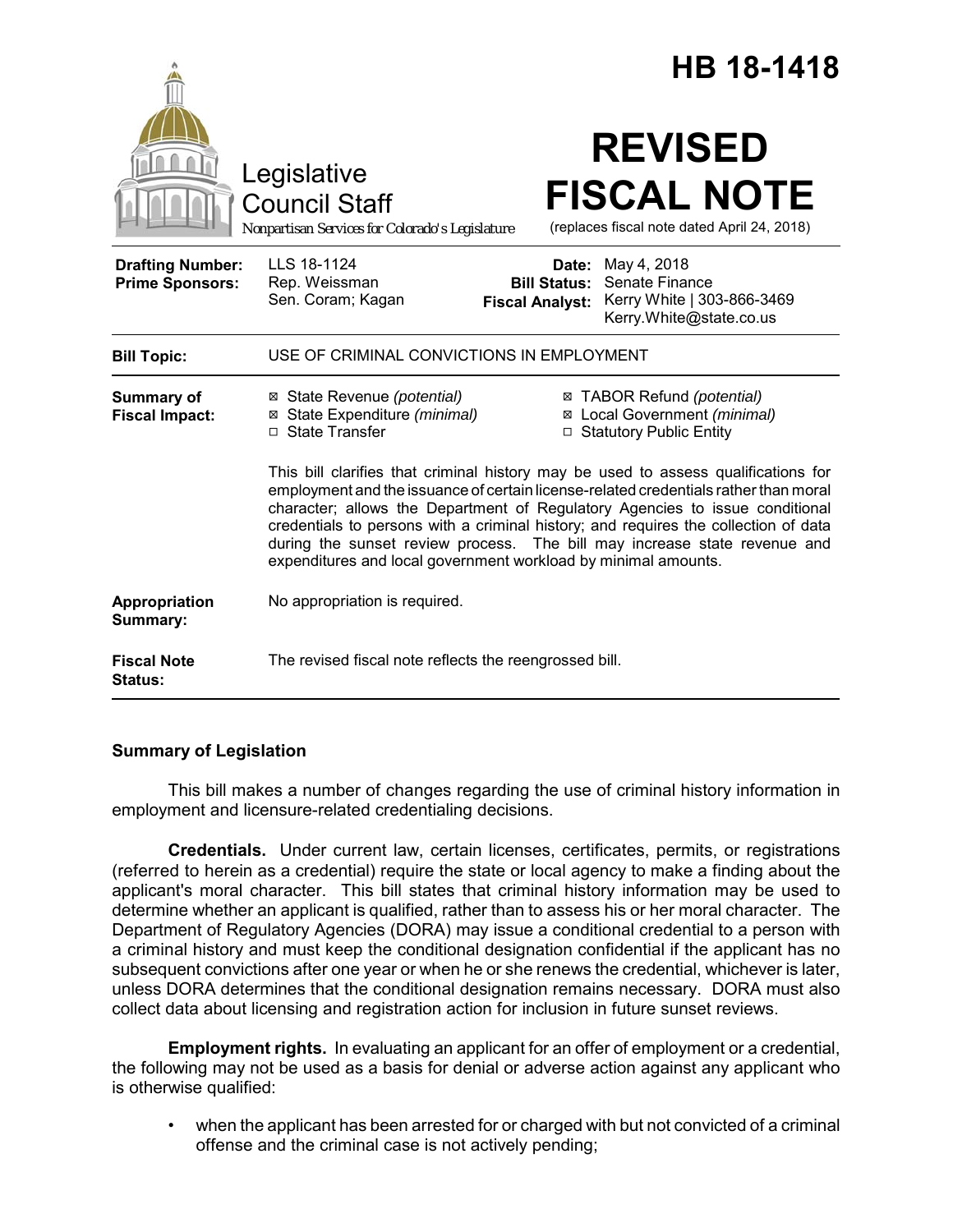# HB 18-1418

Legislative Council Staff

Nonpartisan Services for Colorado's Legislature

# REVISED FISCAL NOTE

(replaces fiscal note dated April 24, 2018)

| | | | |
|---|---|---|---|
| **Drafting Number:** | LLS 18-1124 | **Date:** | May 4, 2018 |
| **Prime Sponsors:** | Rep. Weissman<br>Sen. Coram; Kagan | **Bill Status:** | Senate Finance |
| | | **Fiscal Analyst:** | Kerry White \| 303-866-3469<br>Kerry.White@state.co.us |

| | |
|---|---|
| **Bill Topic:** | USE OF CRIMINAL CONVICTIONS IN EMPLOYMENT |
| **Summary of Fiscal Impact:** | ☒ State Revenue *(potential)*<br>☒ State Expenditure *(minimal)*<br>☐ State Transfer<br>☒ TABOR Refund *(potential)*<br>☒ Local Government *(minimal)*<br>☐ Statutory Public Entity<br><br>This bill clarifies that criminal history may be used to assess qualifications for employment and the issuance of certain license-related credentials rather than moral character; allows the Department of Regulatory Agencies to issue conditional credentials to persons with a criminal history; and requires the collection of data during the sunset review process. The bill may increase state revenue and expenditures and local government workload by minimal amounts. |
| **Appropriation Summary:** | No appropriation is required. |
| **Fiscal Note Status:** | The revised fiscal note reflects the reengrossed bill. |

## Summary of Legislation

This bill makes a number of changes regarding the use of criminal history information in employment and licensure-related credentialing decisions.

**Credentials.** Under current law, certain licenses, certificates, permits, or registrations (referred to herein as a credential) require the state or local agency to make a finding about the applicant's moral character. This bill states that criminal history information may be used to determine whether an applicant is qualified, rather than to assess his or her moral character. The Department of Regulatory Agencies (DORA) may issue a conditional credential to a person with a criminal history and must keep the conditional designation confidential if the applicant has no subsequent convictions after one year or when he or she renews the credential, whichever is later, unless DORA determines that the conditional designation remains necessary. DORA must also collect data about licensing and registration action for inclusion in future sunset reviews.

**Employment rights.** In evaluating an applicant for an offer of employment or a credential, the following may not be used as a basis for denial or adverse action against any applicant who is otherwise qualified:

- when the applicant has been arrested for or charged with but not convicted of a criminal offense and the criminal case is not actively pending;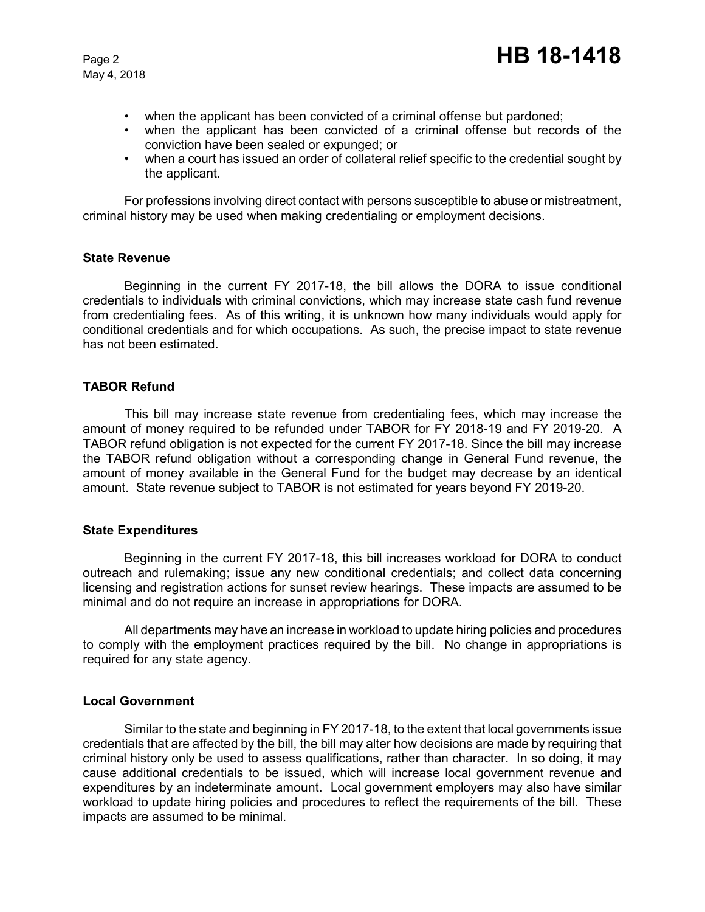- when the applicant has been convicted of a criminal offense but pardoned;
- when the applicant has been convicted of a criminal offense but records of the conviction have been sealed or expunged; or
- when a court has issued an order of collateral relief specific to the credential sought by the applicant.

For professions involving direct contact with persons susceptible to abuse or mistreatment, criminal history may be used when making credentialing or employment decisions.

**State Revenue**

Beginning in the current FY 2017-18, the bill allows the DORA to issue conditional credentials to individuals with criminal convictions, which may increase state cash fund revenue from credentialing fees. As of this writing, it is unknown how many individuals would apply for conditional credentials and for which occupations. As such, the precise impact to state revenue has not been estimated.

**TABOR Refund**

This bill may increase state revenue from credentialing fees, which may increase the amount of money required to be refunded under TABOR for FY 2018-19 and FY 2019-20. A TABOR refund obligation is not expected for the current FY 2017-18. Since the bill may increase the TABOR refund obligation without a corresponding change in General Fund revenue, the amount of money available in the General Fund for the budget may decrease by an identical amount. State revenue subject to TABOR is not estimated for years beyond FY 2019-20.

**State Expenditures**

Beginning in the current FY 2017-18, this bill increases workload for DORA to conduct outreach and rulemaking; issue any new conditional credentials; and collect data concerning licensing and registration actions for sunset review hearings. These impacts are assumed to be minimal and do not require an increase in appropriations for DORA.

All departments may have an increase in workload to update hiring policies and procedures to comply with the employment practices required by the bill. No change in appropriations is required for any state agency.

**Local Government**

Similar to the state and beginning in FY 2017-18, to the extent that local governments issue credentials that are affected by the bill, the bill may alter how decisions are made by requiring that criminal history only be used to assess qualifications, rather than character. In so doing, it may cause additional credentials to be issued, which will increase local government revenue and expenditures by an indeterminate amount. Local government employers may also have similar workload to update hiring policies and procedures to reflect the requirements of the bill. These impacts are assumed to be minimal.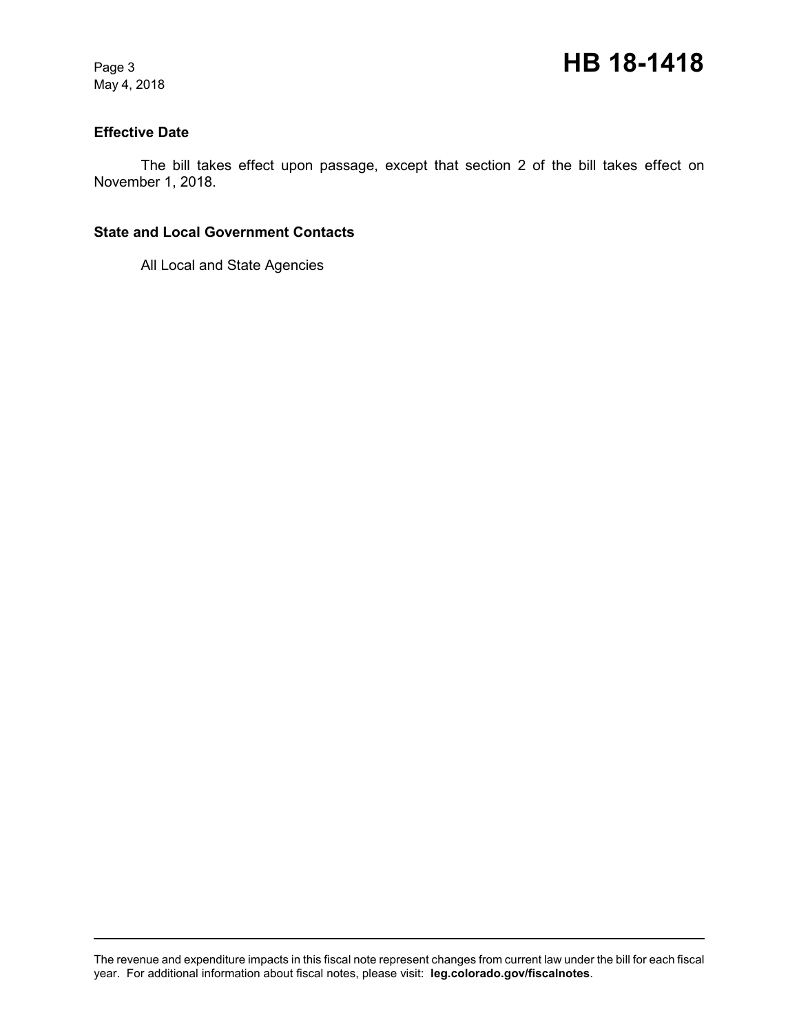## Effective Date

The bill takes effect upon passage, except that section 2 of the bill takes effect on November 1, 2018.

## State and Local Government Contacts

All Local and State Agencies

The revenue and expenditure impacts in this fiscal note represent changes from current law under the bill for each fiscal year. For additional information about fiscal notes, please visit: **leg.colorado.gov/fiscalnotes**.